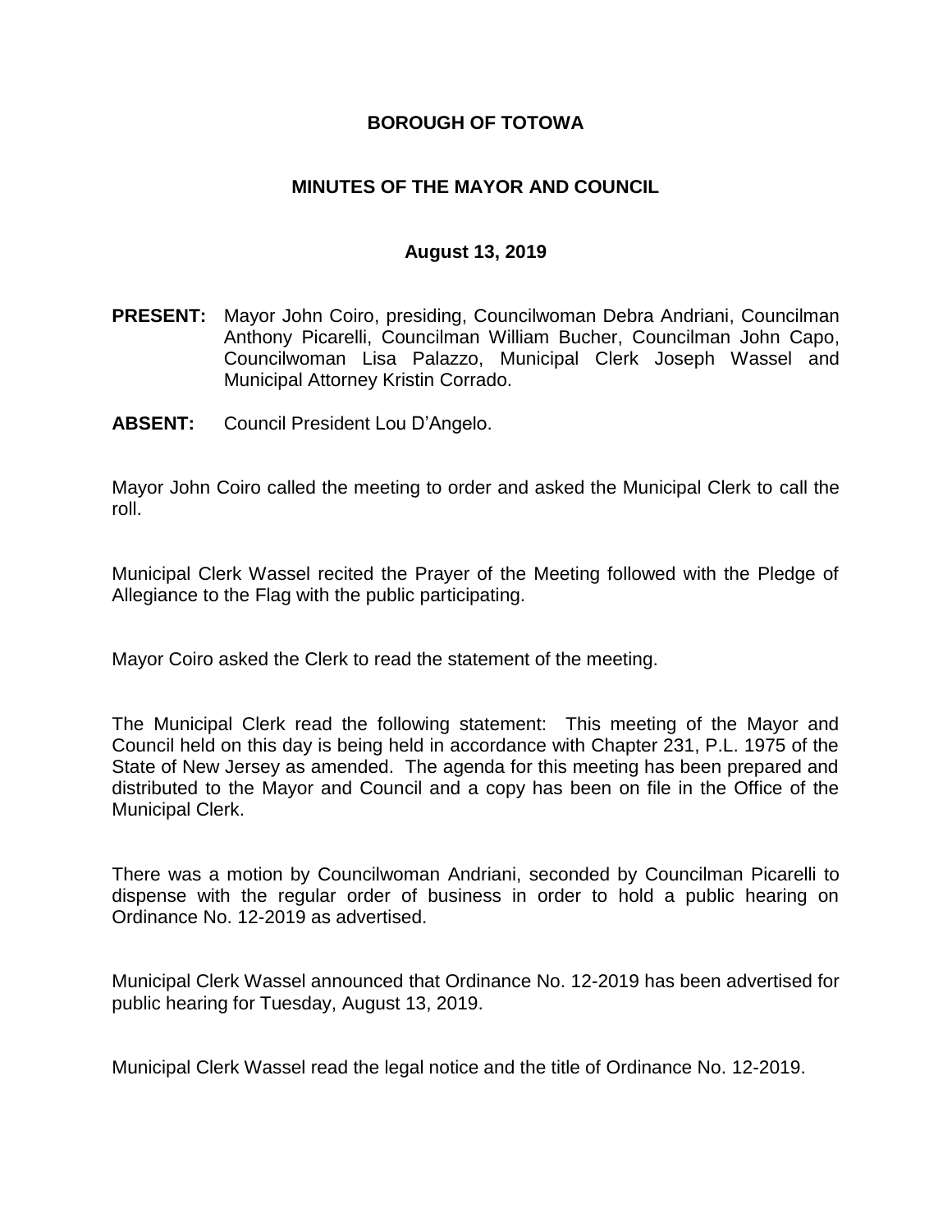# BOROUGH OF TOTOWA

## MINUTES OF THE MAYOR AND COUNCIL

### August 13, 2019

**PRESENT:** Mayor John Coiro, presiding, Councilwoman Debra Andriani, Councilman Anthony Picarelli, Councilman William Bucher, Councilman John Capo, Councilwoman Lisa Palazzo, Municipal Clerk Joseph Wassel and Municipal Attorney Kristin Corrado.

**ABSENT:** Council President Lou D'Angelo.

Mayor John Coiro called the meeting to order and asked the Municipal Clerk to call the roll.

Municipal Clerk Wassel recited the Prayer of the Meeting followed with the Pledge of Allegiance to the Flag with the public participating.

Mayor Coiro asked the Clerk to read the statement of the meeting.

The Municipal Clerk read the following statement: This meeting of the Mayor and Council held on this day is being held in accordance with Chapter 231, P.L. 1975 of the State of New Jersey as amended. The agenda for this meeting has been prepared and distributed to the Mayor and Council and a copy has been on file in the Office of the Municipal Clerk.

There was a motion by Councilwoman Andriani, seconded by Councilman Picarelli to dispense with the regular order of business in order to hold a public hearing on Ordinance No. 12-2019 as advertised.

Municipal Clerk Wassel announced that Ordinance No. 12-2019 has been advertised for public hearing for Tuesday, August 13, 2019.

Municipal Clerk Wassel read the legal notice and the title of Ordinance No. 12-2019.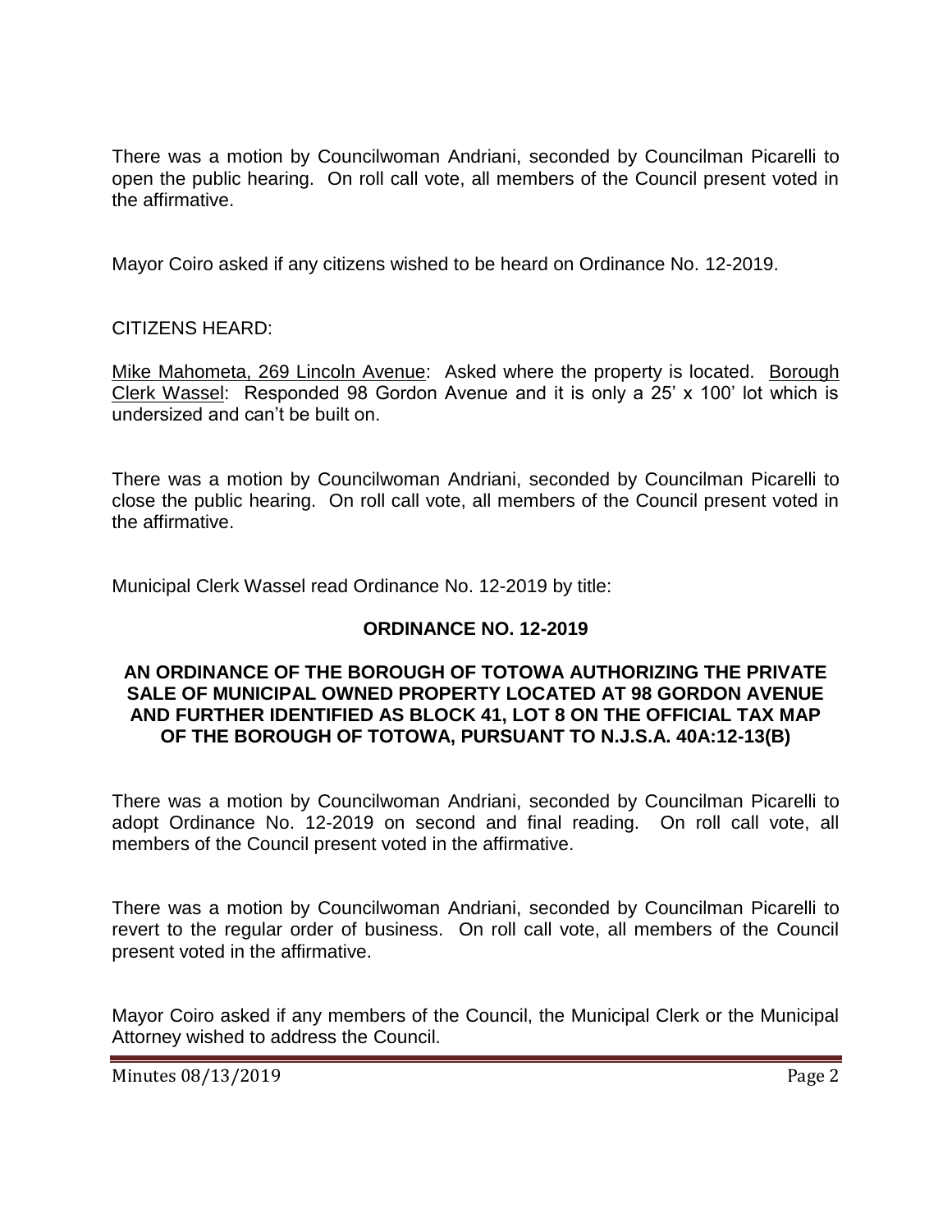There was a motion by Councilwoman Andriani, seconded by Councilman Picarelli to open the public hearing. On roll call vote, all members of the Council present voted in the affirmative.

Mayor Coiro asked if any citizens wished to be heard on Ordinance No. 12-2019.

CITIZENS HEARD:

Mike Mahometa, 269 Lincoln Avenue: Asked where the property is located. Borough Clerk Wassel: Responded 98 Gordon Avenue and it is only a 25' x 100' lot which is undersized and can't be built on.

There was a motion by Councilwoman Andriani, seconded by Councilman Picarelli to close the public hearing. On roll call vote, all members of the Council present voted in the affirmative.

Municipal Clerk Wassel read Ordinance No. 12-2019 by title:

**ORDINANCE NO. 12-2019**

**AN ORDINANCE OF THE BOROUGH OF TOTOWA AUTHORIZING THE PRIVATE SALE OF MUNICIPAL OWNED PROPERTY LOCATED AT 98 GORDON AVENUE AND FURTHER IDENTIFIED AS BLOCK 41, LOT 8 ON THE OFFICIAL TAX MAP OF THE BOROUGH OF TOTOWA, PURSUANT TO N.J.S.A. 40A:12-13(B)**

There was a motion by Councilwoman Andriani, seconded by Councilman Picarelli to adopt Ordinance No. 12-2019 on second and final reading. On roll call vote, all members of the Council present voted in the affirmative.

There was a motion by Councilwoman Andriani, seconded by Councilman Picarelli to revert to the regular order of business. On roll call vote, all members of the Council present voted in the affirmative.

Mayor Coiro asked if any members of the Council, the Municipal Clerk or the Municipal Attorney wished to address the Council.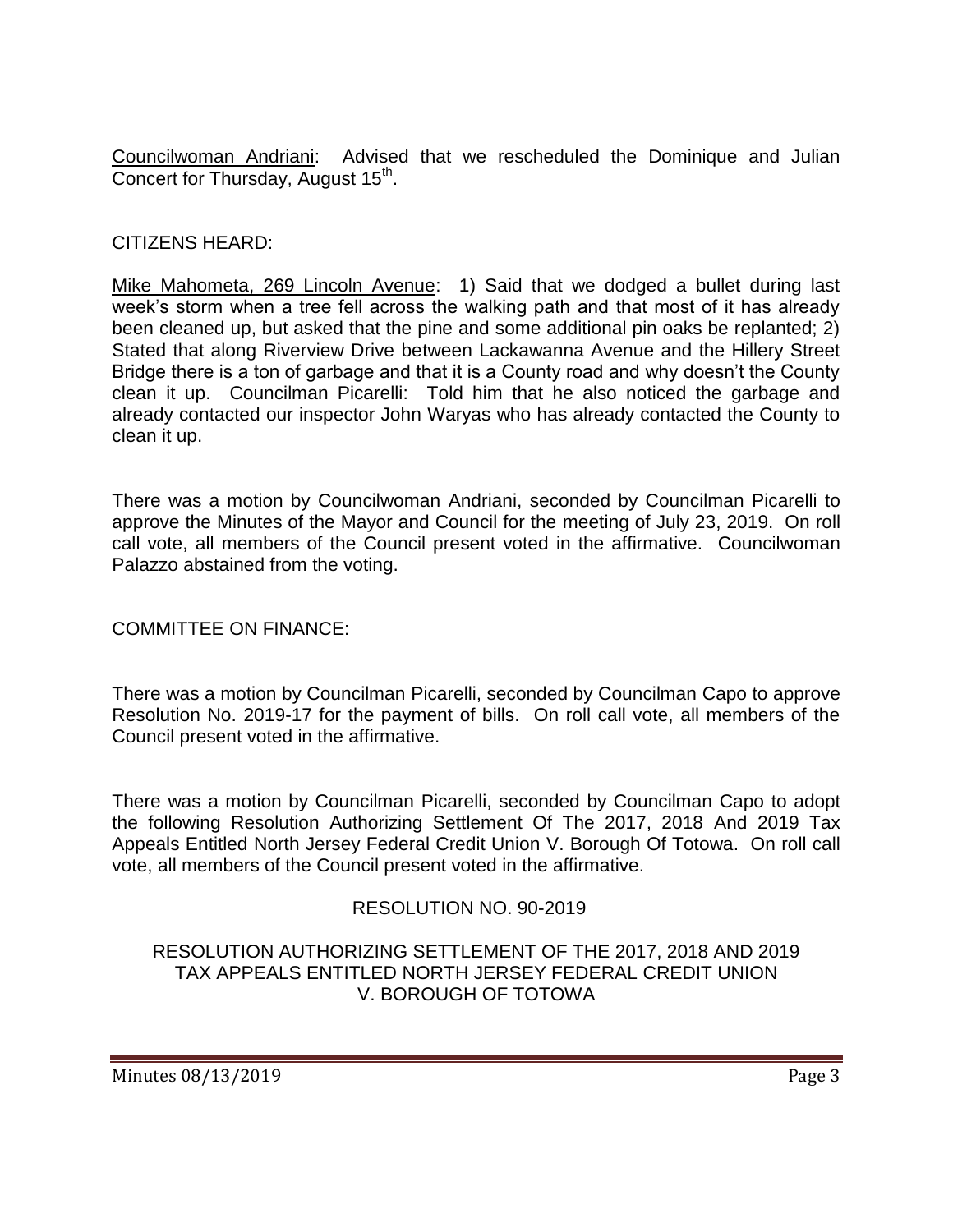Councilwoman Andriani: Advised that we rescheduled the Dominique and Julian Concert for Thursday, August 15th.

CITIZENS HEARD:

Mike Mahometa, 269 Lincoln Avenue: 1) Said that we dodged a bullet during last week's storm when a tree fell across the walking path and that most of it has already been cleaned up, but asked that the pine and some additional pin oaks be replanted; 2) Stated that along Riverview Drive between Lackawanna Avenue and the Hillery Street Bridge there is a ton of garbage and that it is a County road and why doesn't the County clean it up. Councilman Picarelli: Told him that he also noticed the garbage and already contacted our inspector John Waryas who has already contacted the County to clean it up.

There was a motion by Councilwoman Andriani, seconded by Councilman Picarelli to approve the Minutes of the Mayor and Council for the meeting of July 23, 2019. On roll call vote, all members of the Council present voted in the affirmative. Councilwoman Palazzo abstained from the voting.

COMMITTEE ON FINANCE:

There was a motion by Councilman Picarelli, seconded by Councilman Capo to approve Resolution No. 2019-17 for the payment of bills. On roll call vote, all members of the Council present voted in the affirmative.

There was a motion by Councilman Picarelli, seconded by Councilman Capo to adopt the following Resolution Authorizing Settlement Of The 2017, 2018 And 2019 Tax Appeals Entitled North Jersey Federal Credit Union V. Borough Of Totowa. On roll call vote, all members of the Council present voted in the affirmative.

RESOLUTION NO. 90-2019

RESOLUTION AUTHORIZING SETTLEMENT OF THE 2017, 2018 AND 2019 TAX APPEALS ENTITLED NORTH JERSEY FEDERAL CREDIT UNION V. BOROUGH OF TOTOWA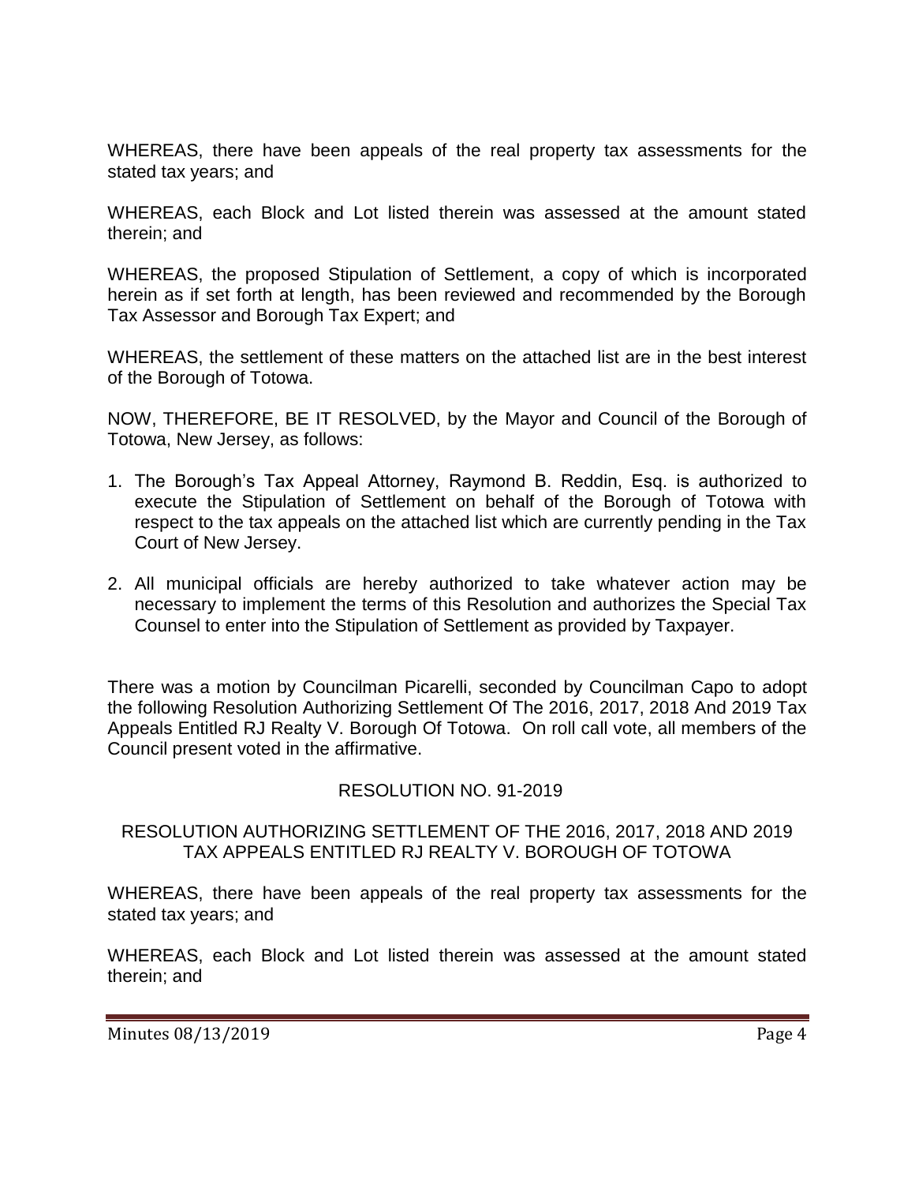WHEREAS, there have been appeals of the real property tax assessments for the stated tax years; and

WHEREAS, each Block and Lot listed therein was assessed at the amount stated therein; and

WHEREAS, the proposed Stipulation of Settlement, a copy of which is incorporated herein as if set forth at length, has been reviewed and recommended by the Borough Tax Assessor and Borough Tax Expert; and

WHEREAS, the settlement of these matters on the attached list are in the best interest of the Borough of Totowa.

NOW, THEREFORE, BE IT RESOLVED, by the Mayor and Council of the Borough of Totowa, New Jersey, as follows:

1. The Borough's Tax Appeal Attorney, Raymond B. Reddin, Esq. is authorized to execute the Stipulation of Settlement on behalf of the Borough of Totowa with respect to the tax appeals on the attached list which are currently pending in the Tax Court of New Jersey.
2. All municipal officials are hereby authorized to take whatever action may be necessary to implement the terms of this Resolution and authorizes the Special Tax Counsel to enter into the Stipulation of Settlement as provided by Taxpayer.

There was a motion by Councilman Picarelli, seconded by Councilman Capo to adopt the following Resolution Authorizing Settlement Of The 2016, 2017, 2018 And 2019 Tax Appeals Entitled RJ Realty V. Borough Of Totowa. On roll call vote, all members of the Council present voted in the affirmative.

RESOLUTION NO. 91-2019

RESOLUTION AUTHORIZING SETTLEMENT OF THE 2016, 2017, 2018 AND 2019 TAX APPEALS ENTITLED RJ REALTY V. BOROUGH OF TOTOWA

WHEREAS, there have been appeals of the real property tax assessments for the stated tax years; and

WHEREAS, each Block and Lot listed therein was assessed at the amount stated therein; and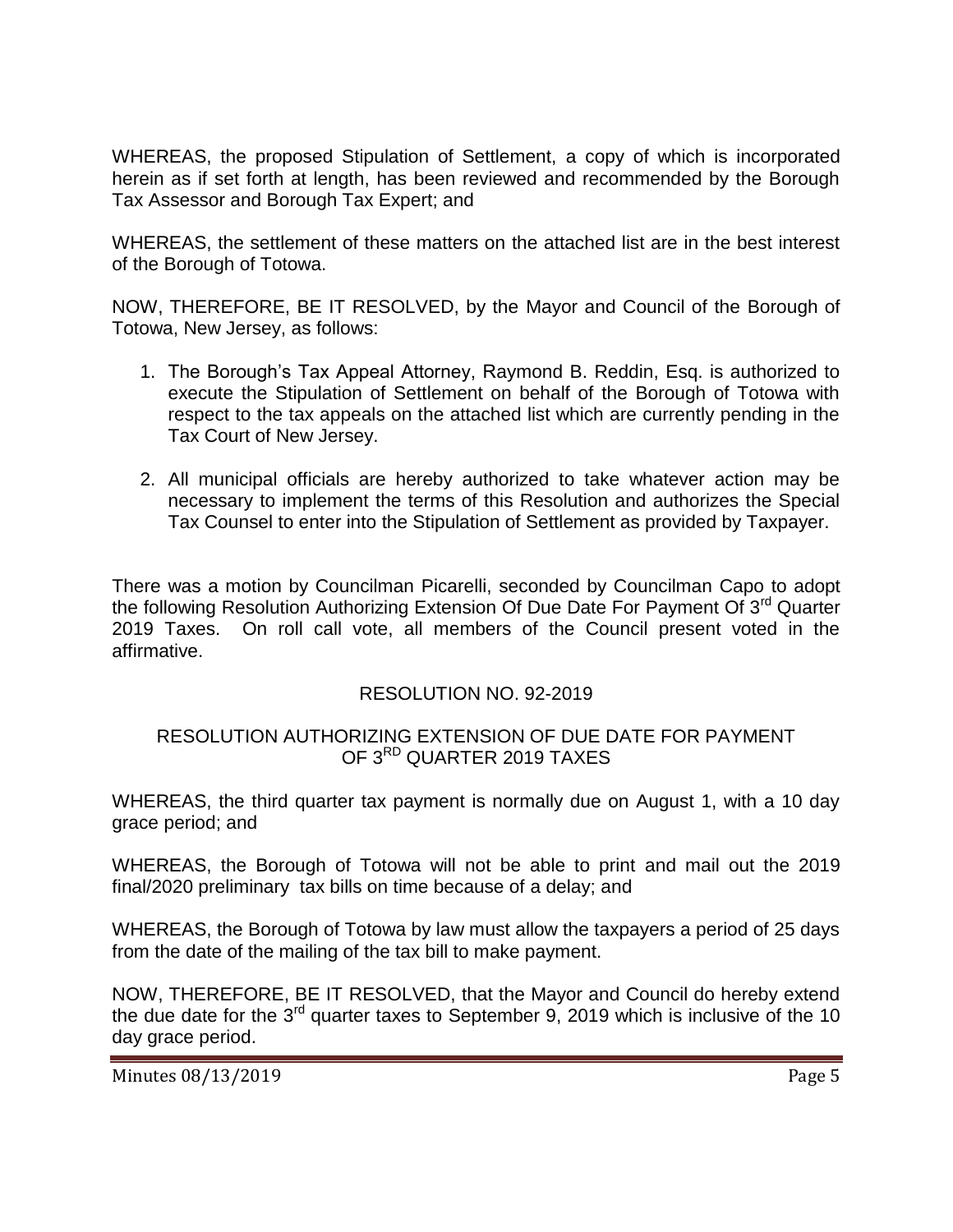WHEREAS, the proposed Stipulation of Settlement, a copy of which is incorporated herein as if set forth at length, has been reviewed and recommended by the Borough Tax Assessor and Borough Tax Expert; and

WHEREAS, the settlement of these matters on the attached list are in the best interest of the Borough of Totowa.

NOW, THEREFORE, BE IT RESOLVED, by the Mayor and Council of the Borough of Totowa, New Jersey, as follows:

1. The Borough's Tax Appeal Attorney, Raymond B. Reddin, Esq. is authorized to execute the Stipulation of Settlement on behalf of the Borough of Totowa with respect to the tax appeals on the attached list which are currently pending in the Tax Court of New Jersey.

2. All municipal officials are hereby authorized to take whatever action may be necessary to implement the terms of this Resolution and authorizes the Special Tax Counsel to enter into the Stipulation of Settlement as provided by Taxpayer.

There was a motion by Councilman Picarelli, seconded by Councilman Capo to adopt the following Resolution Authorizing Extension Of Due Date For Payment Of 3rd Quarter 2019 Taxes. On roll call vote, all members of the Council present voted in the affirmative.

RESOLUTION NO. 92-2019

RESOLUTION AUTHORIZING EXTENSION OF DUE DATE FOR PAYMENT OF 3RD QUARTER 2019 TAXES

WHEREAS, the third quarter tax payment is normally due on August 1, with a 10 day grace period; and

WHEREAS, the Borough of Totowa will not be able to print and mail out the 2019 final/2020 preliminary tax bills on time because of a delay; and

WHEREAS, the Borough of Totowa by law must allow the taxpayers a period of 25 days from the date of the mailing of the tax bill to make payment.

NOW, THEREFORE, BE IT RESOLVED, that the Mayor and Council do hereby extend the due date for the 3rd quarter taxes to September 9, 2019 which is inclusive of the 10 day grace period.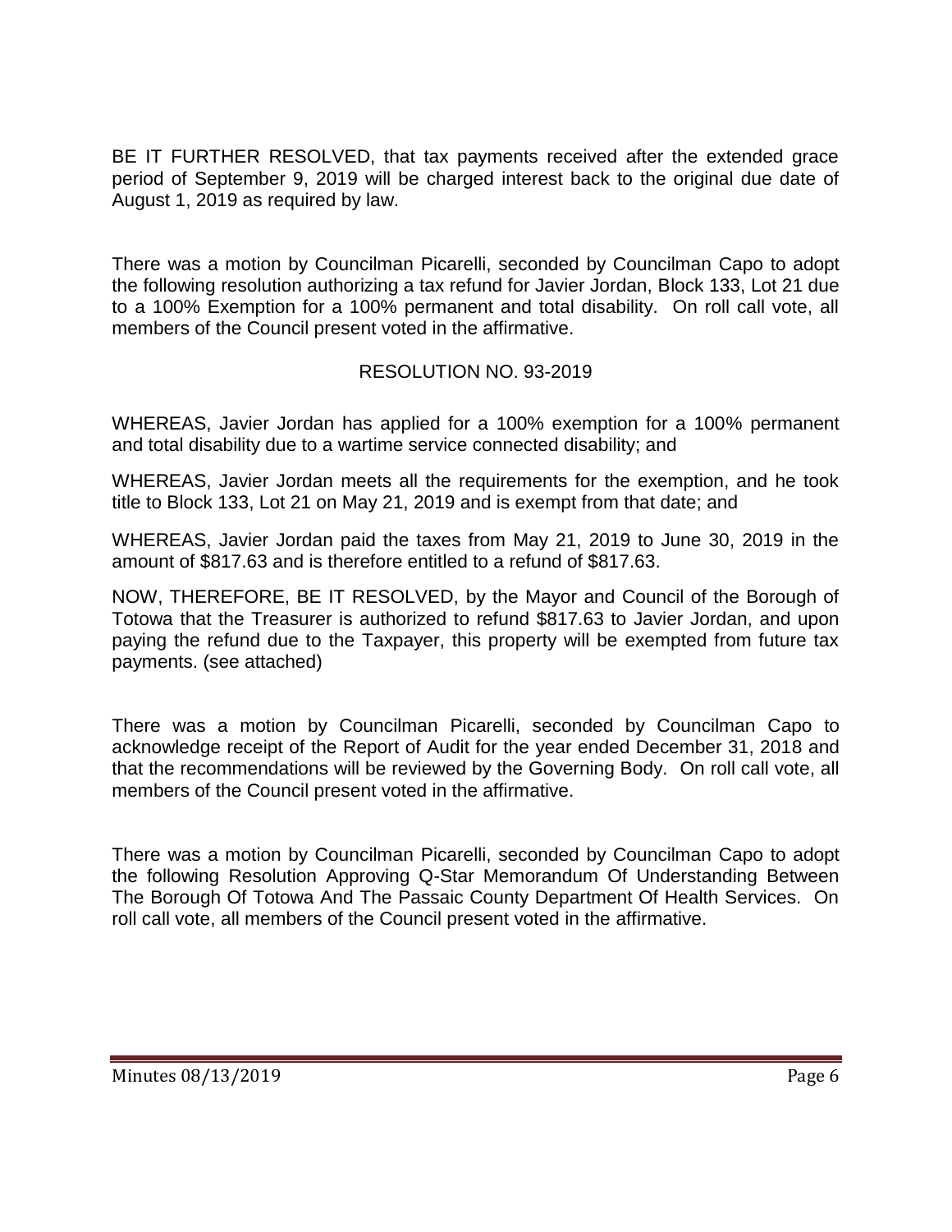BE IT FURTHER RESOLVED, that tax payments received after the extended grace period of September 9, 2019 will be charged interest back to the original due date of August 1, 2019 as required by law.

There was a motion by Councilman Picarelli, seconded by Councilman Capo to adopt the following resolution authorizing a tax refund for Javier Jordan, Block 133, Lot 21 due to a 100% Exemption for a 100% permanent and total disability. On roll call vote, all members of the Council present voted in the affirmative.

RESOLUTION NO. 93-2019

WHEREAS, Javier Jordan has applied for a 100% exemption for a 100% permanent and total disability due to a wartime service connected disability; and

WHEREAS, Javier Jordan meets all the requirements for the exemption, and he took title to Block 133, Lot 21 on May 21, 2019 and is exempt from that date; and

WHEREAS, Javier Jordan paid the taxes from May 21, 2019 to June 30, 2019 in the amount of $817.63 and is therefore entitled to a refund of $817.63.

NOW, THEREFORE, BE IT RESOLVED, by the Mayor and Council of the Borough of Totowa that the Treasurer is authorized to refund $817.63 to Javier Jordan, and upon paying the refund due to the Taxpayer, this property will be exempted from future tax payments. (see attached)

There was a motion by Councilman Picarelli, seconded by Councilman Capo to acknowledge receipt of the Report of Audit for the year ended December 31, 2018 and that the recommendations will be reviewed by the Governing Body. On roll call vote, all members of the Council present voted in the affirmative.

There was a motion by Councilman Picarelli, seconded by Councilman Capo to adopt the following Resolution Approving Q-Star Memorandum Of Understanding Between The Borough Of Totowa And The Passaic County Department Of Health Services. On roll call vote, all members of the Council present voted in the affirmative.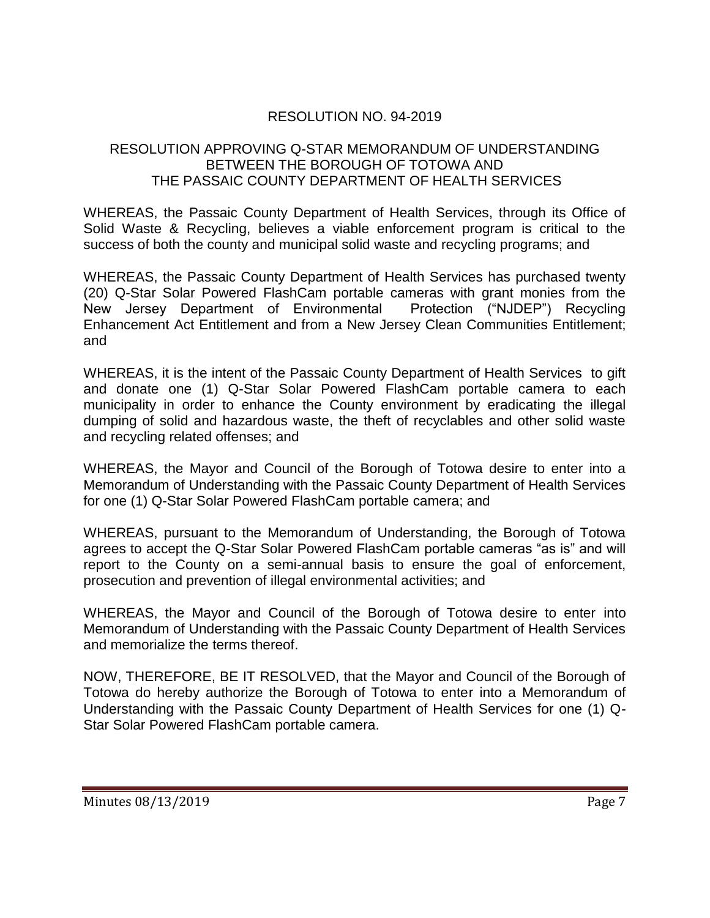## RESOLUTION NO. 94-2019

### RESOLUTION APPROVING Q-STAR MEMORANDUM OF UNDERSTANDING BETWEEN THE BOROUGH OF TOTOWA AND THE PASSAIC COUNTY DEPARTMENT OF HEALTH SERVICES

WHEREAS, the Passaic County Department of Health Services, through its Office of Solid Waste & Recycling, believes a viable enforcement program is critical to the success of both the county and municipal solid waste and recycling programs; and

WHEREAS, the Passaic County Department of Health Services has purchased twenty (20) Q-Star Solar Powered FlashCam portable cameras with grant monies from the New Jersey Department of Environmental Protection ("NJDEP") Recycling Enhancement Act Entitlement and from a New Jersey Clean Communities Entitlement; and

WHEREAS, it is the intent of the Passaic County Department of Health Services to gift and donate one (1) Q-Star Solar Powered FlashCam portable camera to each municipality in order to enhance the County environment by eradicating the illegal dumping of solid and hazardous waste, the theft of recyclables and other solid waste and recycling related offenses; and

WHEREAS, the Mayor and Council of the Borough of Totowa desire to enter into a Memorandum of Understanding with the Passaic County Department of Health Services for one (1) Q-Star Solar Powered FlashCam portable camera; and

WHEREAS, pursuant to the Memorandum of Understanding, the Borough of Totowa agrees to accept the Q-Star Solar Powered FlashCam portable cameras "as is" and will report to the County on a semi-annual basis to ensure the goal of enforcement, prosecution and prevention of illegal environmental activities; and

WHEREAS, the Mayor and Council of the Borough of Totowa desire to enter into Memorandum of Understanding with the Passaic County Department of Health Services and memorialize the terms thereof.

NOW, THEREFORE, BE IT RESOLVED, that the Mayor and Council of the Borough of Totowa do hereby authorize the Borough of Totowa to enter into a Memorandum of Understanding with the Passaic County Department of Health Services for one (1) Q-Star Solar Powered FlashCam portable camera.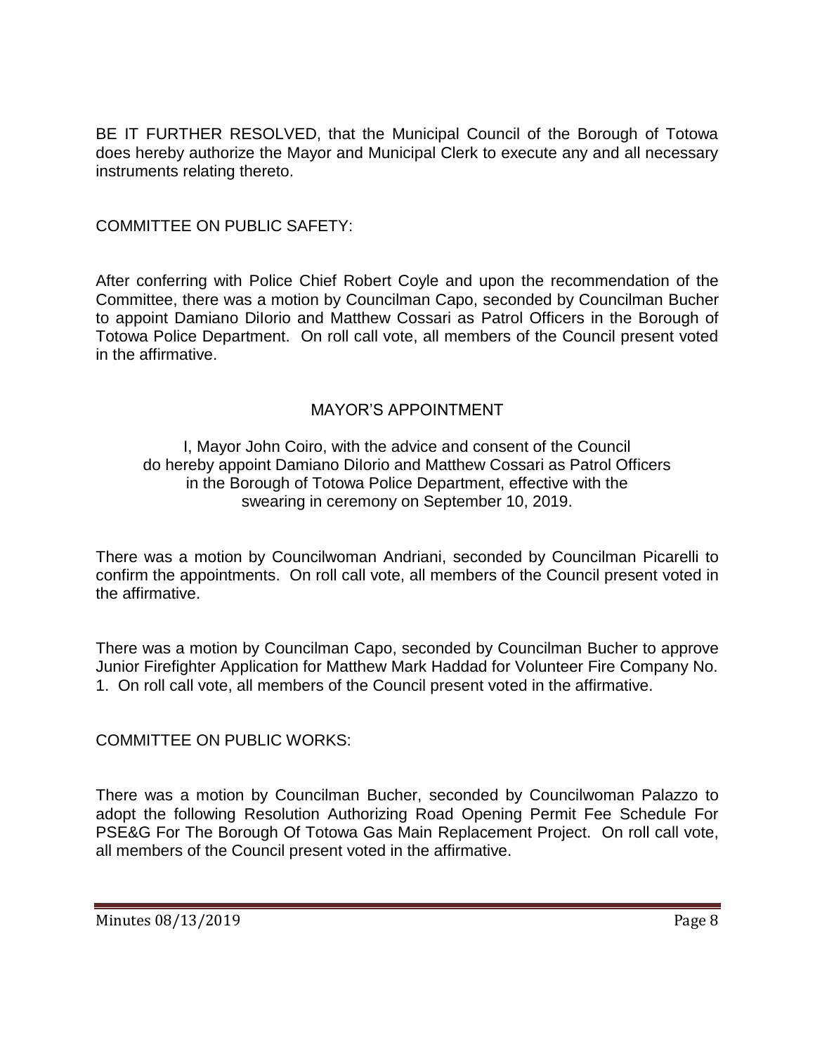BE IT FURTHER RESOLVED, that the Municipal Council of the Borough of Totowa does hereby authorize the Mayor and Municipal Clerk to execute any and all necessary instruments relating thereto.

COMMITTEE ON PUBLIC SAFETY:

After conferring with Police Chief Robert Coyle and upon the recommendation of the Committee, there was a motion by Councilman Capo, seconded by Councilman Bucher to appoint Damiano DiIorio and Matthew Cossari as Patrol Officers in the Borough of Totowa Police Department. On roll call vote, all members of the Council present voted in the affirmative.

MAYOR'S APPOINTMENT

I, Mayor John Coiro, with the advice and consent of the Council do hereby appoint Damiano DiIorio and Matthew Cossari as Patrol Officers in the Borough of Totowa Police Department, effective with the swearing in ceremony on September 10, 2019.

There was a motion by Councilwoman Andriani, seconded by Councilman Picarelli to confirm the appointments. On roll call vote, all members of the Council present voted in the affirmative.

There was a motion by Councilman Capo, seconded by Councilman Bucher to approve Junior Firefighter Application for Matthew Mark Haddad for Volunteer Fire Company No. 1. On roll call vote, all members of the Council present voted in the affirmative.

COMMITTEE ON PUBLIC WORKS:

There was a motion by Councilman Bucher, seconded by Councilwoman Palazzo to adopt the following Resolution Authorizing Road Opening Permit Fee Schedule For PSE&G For The Borough Of Totowa Gas Main Replacement Project. On roll call vote, all members of the Council present voted in the affirmative.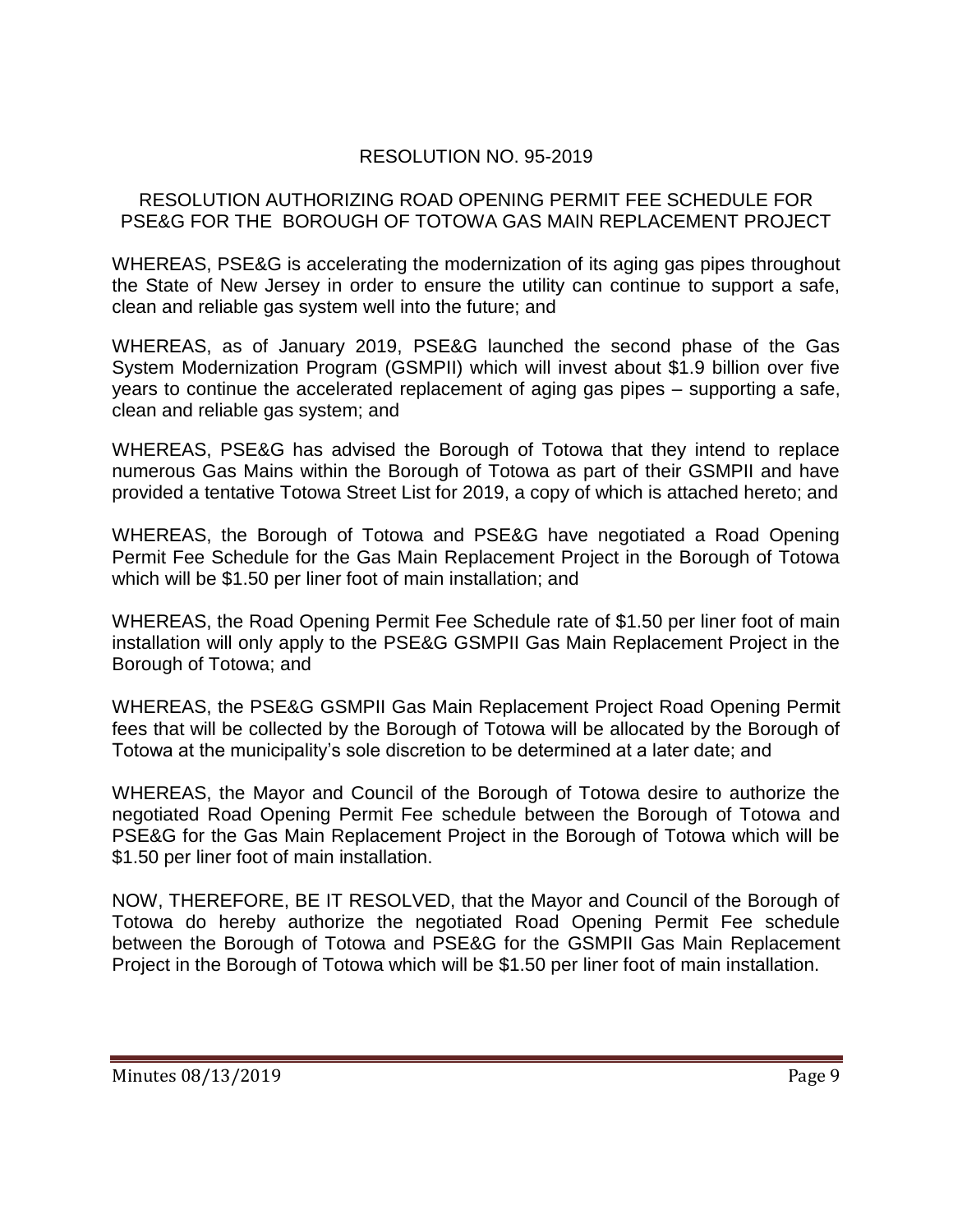# RESOLUTION NO. 95-2019

## RESOLUTION AUTHORIZING ROAD OPENING PERMIT FEE SCHEDULE FOR PSE&G FOR THE BOROUGH OF TOTOWA GAS MAIN REPLACEMENT PROJECT

WHEREAS, PSE&G is accelerating the modernization of its aging gas pipes throughout the State of New Jersey in order to ensure the utility can continue to support a safe, clean and reliable gas system well into the future; and

WHEREAS, as of January 2019, PSE&G launched the second phase of the Gas System Modernization Program (GSMPII) which will invest about $1.9 billion over five years to continue the accelerated replacement of aging gas pipes – supporting a safe, clean and reliable gas system; and

WHEREAS, PSE&G has advised the Borough of Totowa that they intend to replace numerous Gas Mains within the Borough of Totowa as part of their GSMPII and have provided a tentative Totowa Street List for 2019, a copy of which is attached hereto; and

WHEREAS, the Borough of Totowa and PSE&G have negotiated a Road Opening Permit Fee Schedule for the Gas Main Replacement Project in the Borough of Totowa which will be $1.50 per liner foot of main installation; and

WHEREAS, the Road Opening Permit Fee Schedule rate of $1.50 per liner foot of main installation will only apply to the PSE&G GSMPII Gas Main Replacement Project in the Borough of Totowa; and

WHEREAS, the PSE&G GSMPII Gas Main Replacement Project Road Opening Permit fees that will be collected by the Borough of Totowa will be allocated by the Borough of Totowa at the municipality's sole discretion to be determined at a later date; and

WHEREAS, the Mayor and Council of the Borough of Totowa desire to authorize the negotiated Road Opening Permit Fee schedule between the Borough of Totowa and PSE&G for the Gas Main Replacement Project in the Borough of Totowa which will be $1.50 per liner foot of main installation.

NOW, THEREFORE, BE IT RESOLVED, that the Mayor and Council of the Borough of Totowa do hereby authorize the negotiated Road Opening Permit Fee schedule between the Borough of Totowa and PSE&G for the GSMPII Gas Main Replacement Project in the Borough of Totowa which will be $1.50 per liner foot of main installation.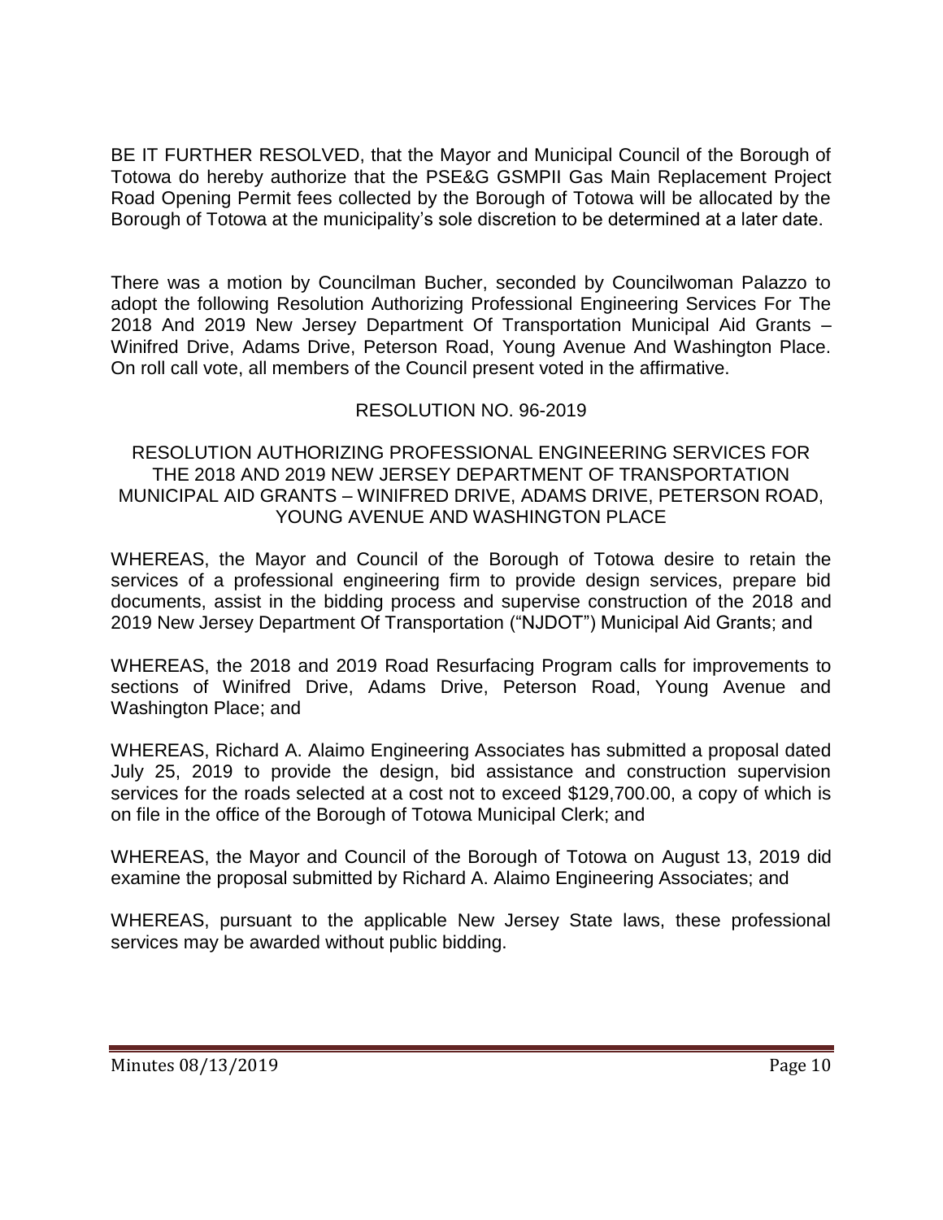BE IT FURTHER RESOLVED, that the Mayor and Municipal Council of the Borough of Totowa do hereby authorize that the PSE&G GSMPII Gas Main Replacement Project Road Opening Permit fees collected by the Borough of Totowa will be allocated by the Borough of Totowa at the municipality's sole discretion to be determined at a later date.

There was a motion by Councilman Bucher, seconded by Councilwoman Palazzo to adopt the following Resolution Authorizing Professional Engineering Services For The 2018 And 2019 New Jersey Department Of Transportation Municipal Aid Grants – Winifred Drive, Adams Drive, Peterson Road, Young Avenue And Washington Place. On roll call vote, all members of the Council present voted in the affirmative.

RESOLUTION NO. 96-2019

RESOLUTION AUTHORIZING PROFESSIONAL ENGINEERING SERVICES FOR THE 2018 AND 2019 NEW JERSEY DEPARTMENT OF TRANSPORTATION MUNICIPAL AID GRANTS – WINIFRED DRIVE, ADAMS DRIVE, PETERSON ROAD, YOUNG AVENUE AND WASHINGTON PLACE

WHEREAS, the Mayor and Council of the Borough of Totowa desire to retain the services of a professional engineering firm to provide design services, prepare bid documents, assist in the bidding process and supervise construction of the 2018 and 2019 New Jersey Department Of Transportation ("NJDOT") Municipal Aid Grants; and

WHEREAS, the 2018 and 2019 Road Resurfacing Program calls for improvements to sections of Winifred Drive, Adams Drive, Peterson Road, Young Avenue and Washington Place; and

WHEREAS, Richard A. Alaimo Engineering Associates has submitted a proposal dated July 25, 2019 to provide the design, bid assistance and construction supervision services for the roads selected at a cost not to exceed $129,700.00, a copy of which is on file in the office of the Borough of Totowa Municipal Clerk; and

WHEREAS, the Mayor and Council of the Borough of Totowa on August 13, 2019 did examine the proposal submitted by Richard A. Alaimo Engineering Associates; and

WHEREAS, pursuant to the applicable New Jersey State laws, these professional services may be awarded without public bidding.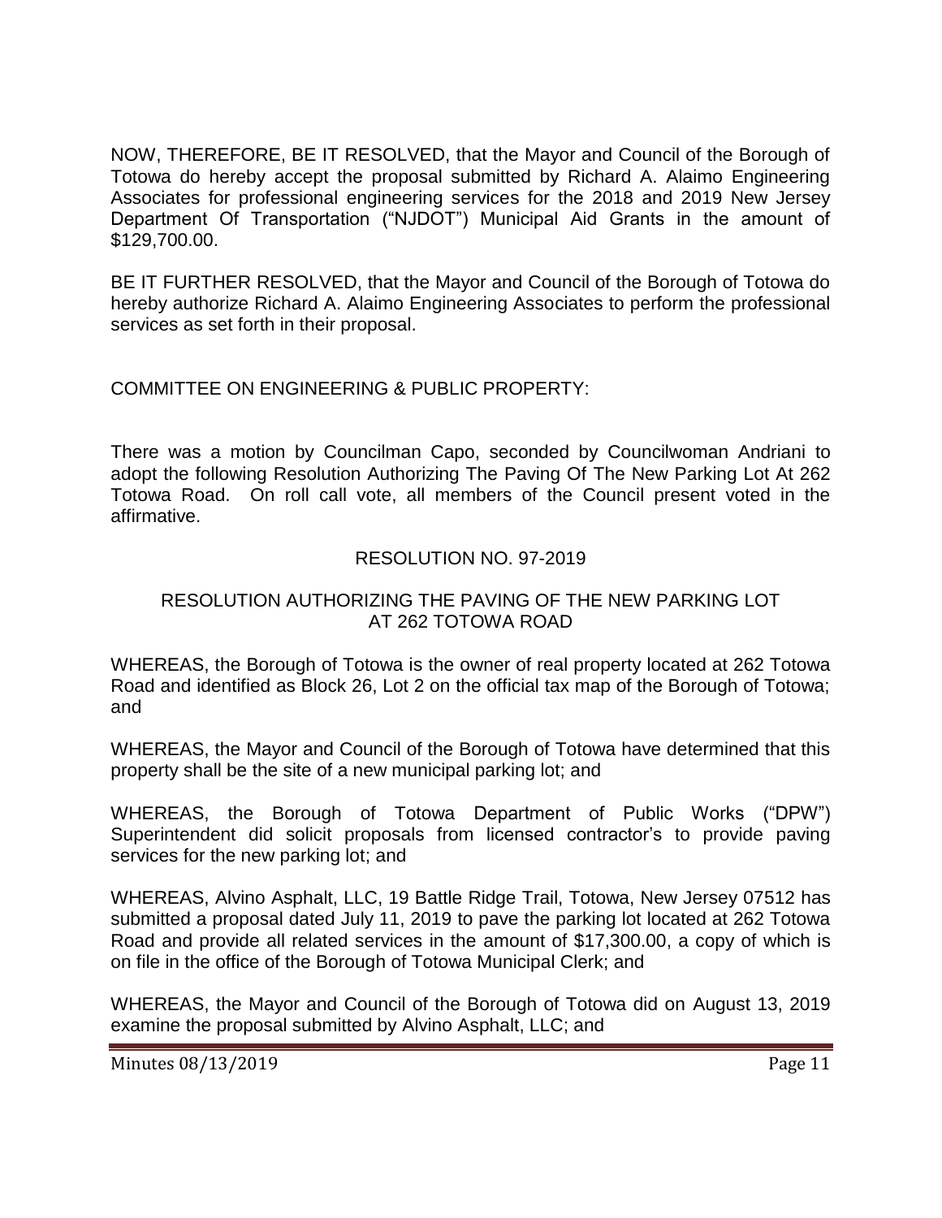NOW, THEREFORE, BE IT RESOLVED, that the Mayor and Council of the Borough of Totowa do hereby accept the proposal submitted by Richard A. Alaimo Engineering Associates for professional engineering services for the 2018 and 2019 New Jersey Department Of Transportation ("NJDOT") Municipal Aid Grants in the amount of $129,700.00.

BE IT FURTHER RESOLVED, that the Mayor and Council of the Borough of Totowa do hereby authorize Richard A. Alaimo Engineering Associates to perform the professional services as set forth in their proposal.

COMMITTEE ON ENGINEERING & PUBLIC PROPERTY:

There was a motion by Councilman Capo, seconded by Councilwoman Andriani to adopt the following Resolution Authorizing The Paving Of The New Parking Lot At 262 Totowa Road. On roll call vote, all members of the Council present voted in the affirmative.

RESOLUTION NO. 97-2019

RESOLUTION AUTHORIZING THE PAVING OF THE NEW PARKING LOT AT 262 TOTOWA ROAD

WHEREAS, the Borough of Totowa is the owner of real property located at 262 Totowa Road and identified as Block 26, Lot 2 on the official tax map of the Borough of Totowa; and

WHEREAS, the Mayor and Council of the Borough of Totowa have determined that this property shall be the site of a new municipal parking lot; and

WHEREAS, the Borough of Totowa Department of Public Works ("DPW") Superintendent did solicit proposals from licensed contractor's to provide paving services for the new parking lot; and

WHEREAS, Alvino Asphalt, LLC, 19 Battle Ridge Trail, Totowa, New Jersey 07512 has submitted a proposal dated July 11, 2019 to pave the parking lot located at 262 Totowa Road and provide all related services in the amount of $17,300.00, a copy of which is on file in the office of the Borough of Totowa Municipal Clerk; and

WHEREAS, the Mayor and Council of the Borough of Totowa did on August 13, 2019 examine the proposal submitted by Alvino Asphalt, LLC; and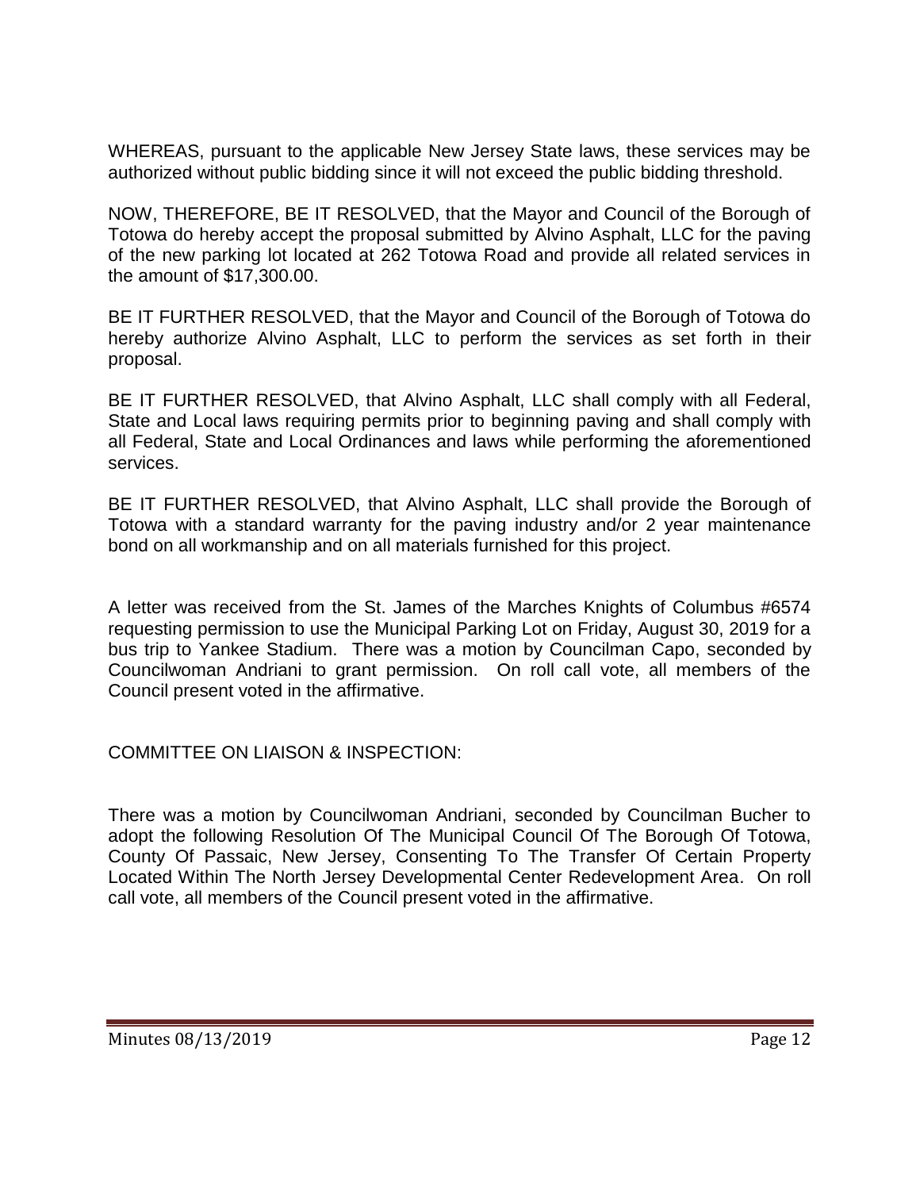WHEREAS, pursuant to the applicable New Jersey State laws, these services may be authorized without public bidding since it will not exceed the public bidding threshold.

NOW, THEREFORE, BE IT RESOLVED, that the Mayor and Council of the Borough of Totowa do hereby accept the proposal submitted by Alvino Asphalt, LLC for the paving of the new parking lot located at 262 Totowa Road and provide all related services in the amount of $17,300.00.

BE IT FURTHER RESOLVED, that the Mayor and Council of the Borough of Totowa do hereby authorize Alvino Asphalt, LLC to perform the services as set forth in their proposal.

BE IT FURTHER RESOLVED, that Alvino Asphalt, LLC shall comply with all Federal, State and Local laws requiring permits prior to beginning paving and shall comply with all Federal, State and Local Ordinances and laws while performing the aforementioned services.

BE IT FURTHER RESOLVED, that Alvino Asphalt, LLC shall provide the Borough of Totowa with a standard warranty for the paving industry and/or 2 year maintenance bond on all workmanship and on all materials furnished for this project.

A letter was received from the St. James of the Marches Knights of Columbus #6574 requesting permission to use the Municipal Parking Lot on Friday, August 30, 2019 for a bus trip to Yankee Stadium. There was a motion by Councilman Capo, seconded by Councilwoman Andriani to grant permission. On roll call vote, all members of the Council present voted in the affirmative.

COMMITTEE ON LIAISON & INSPECTION:

There was a motion by Councilwoman Andriani, seconded by Councilman Bucher to adopt the following Resolution Of The Municipal Council Of The Borough Of Totowa, County Of Passaic, New Jersey, Consenting To The Transfer Of Certain Property Located Within The North Jersey Developmental Center Redevelopment Area. On roll call vote, all members of the Council present voted in the affirmative.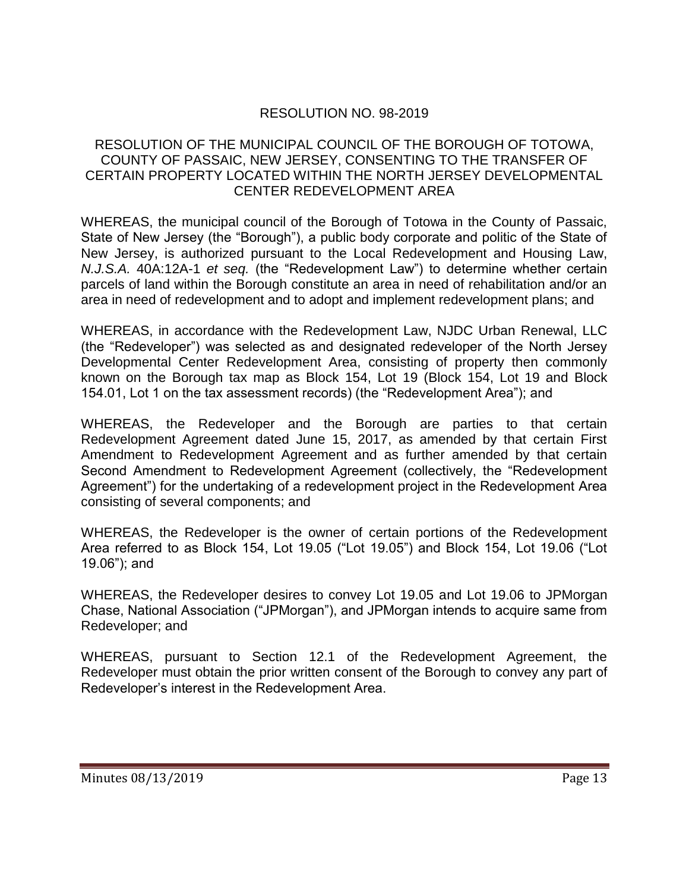## RESOLUTION NO. 98-2019

### RESOLUTION OF THE MUNICIPAL COUNCIL OF THE BOROUGH OF TOTOWA, COUNTY OF PASSAIC, NEW JERSEY, CONSENTING TO THE TRANSFER OF CERTAIN PROPERTY LOCATED WITHIN THE NORTH JERSEY DEVELOPMENTAL CENTER REDEVELOPMENT AREA

WHEREAS, the municipal council of the Borough of Totowa in the County of Passaic, State of New Jersey (the "Borough"), a public body corporate and politic of the State of New Jersey, is authorized pursuant to the Local Redevelopment and Housing Law, *N.J.S.A.* 40A:12A-1 *et seq.* (the "Redevelopment Law") to determine whether certain parcels of land within the Borough constitute an area in need of rehabilitation and/or an area in need of redevelopment and to adopt and implement redevelopment plans; and

WHEREAS, in accordance with the Redevelopment Law, NJDC Urban Renewal, LLC (the "Redeveloper") was selected as and designated redeveloper of the North Jersey Developmental Center Redevelopment Area, consisting of property then commonly known on the Borough tax map as Block 154, Lot 19 (Block 154, Lot 19 and Block 154.01, Lot 1 on the tax assessment records) (the "Redevelopment Area"); and

WHEREAS, the Redeveloper and the Borough are parties to that certain Redevelopment Agreement dated June 15, 2017, as amended by that certain First Amendment to Redevelopment Agreement and as further amended by that certain Second Amendment to Redevelopment Agreement (collectively, the "Redevelopment Agreement") for the undertaking of a redevelopment project in the Redevelopment Area consisting of several components; and

WHEREAS, the Redeveloper is the owner of certain portions of the Redevelopment Area referred to as Block 154, Lot 19.05 ("Lot 19.05") and Block 154, Lot 19.06 ("Lot 19.06"); and

WHEREAS, the Redeveloper desires to convey Lot 19.05 and Lot 19.06 to JPMorgan Chase, National Association ("JPMorgan"), and JPMorgan intends to acquire same from Redeveloper; and

WHEREAS, pursuant to Section 12.1 of the Redevelopment Agreement, the Redeveloper must obtain the prior written consent of the Borough to convey any part of Redeveloper's interest in the Redevelopment Area.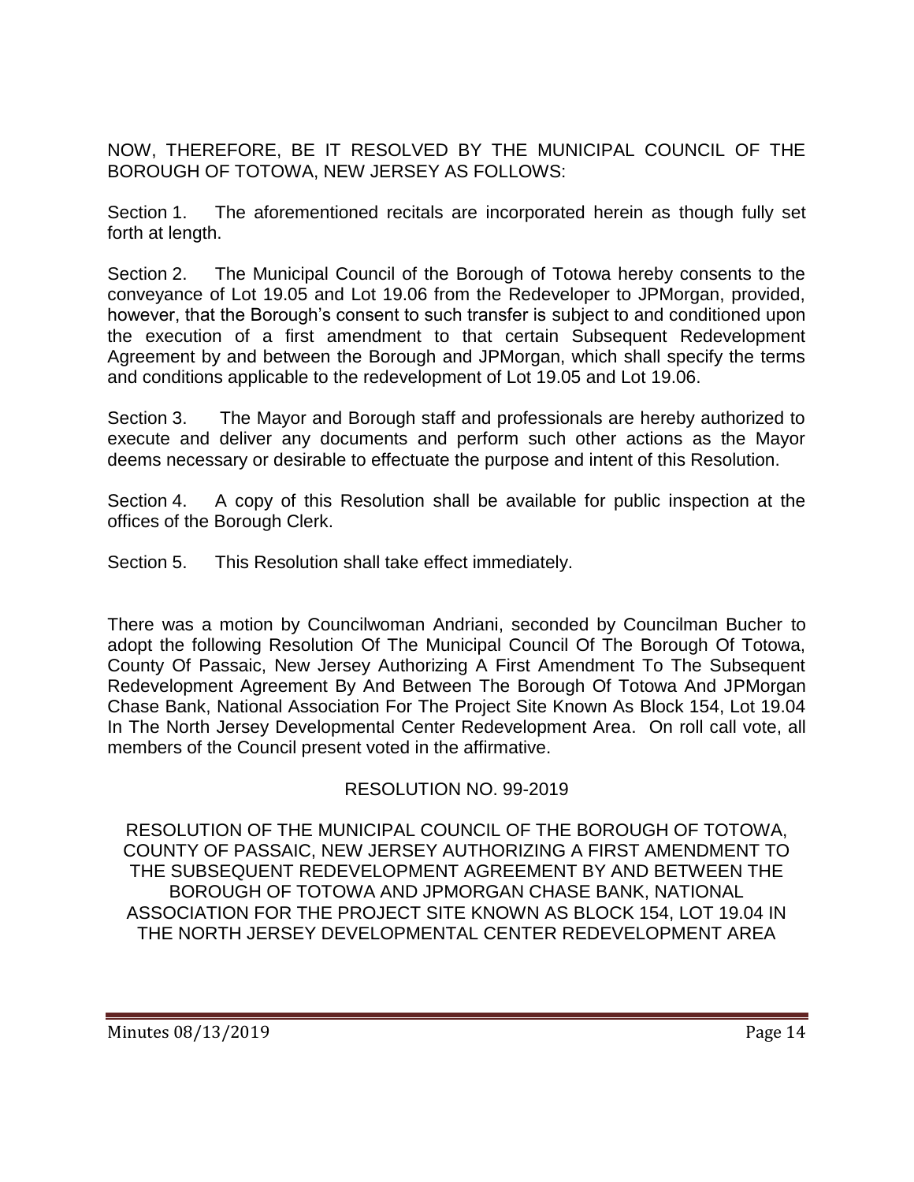NOW, THEREFORE, BE IT RESOLVED BY THE MUNICIPAL COUNCIL OF THE BOROUGH OF TOTOWA, NEW JERSEY AS FOLLOWS:

Section 1. The aforementioned recitals are incorporated herein as though fully set forth at length.

Section 2. The Municipal Council of the Borough of Totowa hereby consents to the conveyance of Lot 19.05 and Lot 19.06 from the Redeveloper to JPMorgan, provided, however, that the Borough's consent to such transfer is subject to and conditioned upon the execution of a first amendment to that certain Subsequent Redevelopment Agreement by and between the Borough and JPMorgan, which shall specify the terms and conditions applicable to the redevelopment of Lot 19.05 and Lot 19.06.

Section 3. The Mayor and Borough staff and professionals are hereby authorized to execute and deliver any documents and perform such other actions as the Mayor deems necessary or desirable to effectuate the purpose and intent of this Resolution.

Section 4. A copy of this Resolution shall be available for public inspection at the offices of the Borough Clerk.

Section 5. This Resolution shall take effect immediately.

There was a motion by Councilwoman Andriani, seconded by Councilman Bucher to adopt the following Resolution Of The Municipal Council Of The Borough Of Totowa, County Of Passaic, New Jersey Authorizing A First Amendment To The Subsequent Redevelopment Agreement By And Between The Borough Of Totowa And JPMorgan Chase Bank, National Association For The Project Site Known As Block 154, Lot 19.04 In The North Jersey Developmental Center Redevelopment Area. On roll call vote, all members of the Council present voted in the affirmative.

RESOLUTION NO. 99-2019

RESOLUTION OF THE MUNICIPAL COUNCIL OF THE BOROUGH OF TOTOWA, COUNTY OF PASSAIC, NEW JERSEY AUTHORIZING A FIRST AMENDMENT TO THE SUBSEQUENT REDEVELOPMENT AGREEMENT BY AND BETWEEN THE BOROUGH OF TOTOWA AND JPMORGAN CHASE BANK, NATIONAL ASSOCIATION FOR THE PROJECT SITE KNOWN AS BLOCK 154, LOT 19.04 IN THE NORTH JERSEY DEVELOPMENTAL CENTER REDEVELOPMENT AREA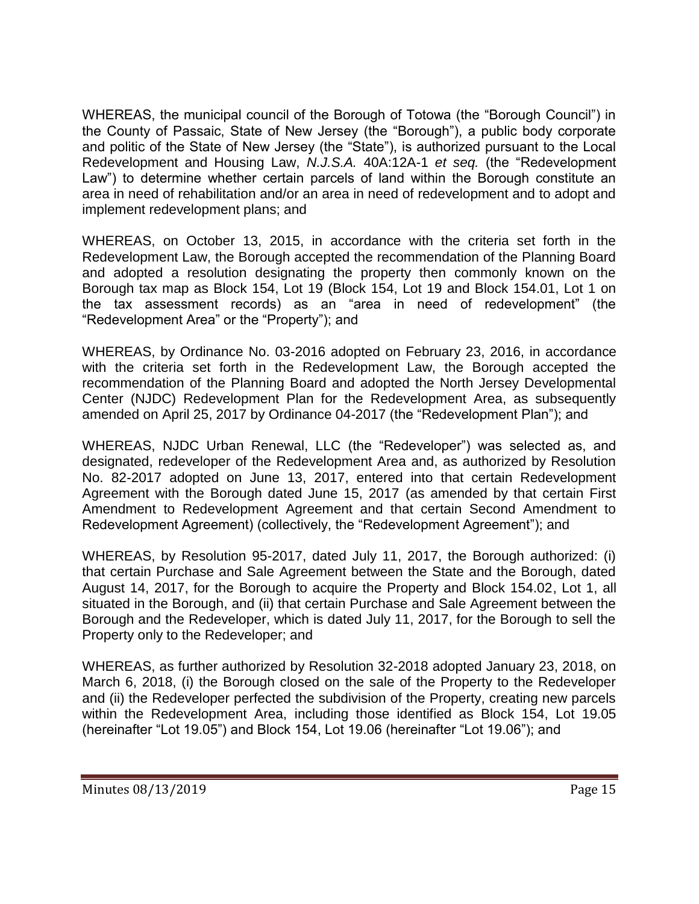WHEREAS, the municipal council of the Borough of Totowa (the "Borough Council") in the County of Passaic, State of New Jersey (the "Borough"), a public body corporate and politic of the State of New Jersey (the "State"), is authorized pursuant to the Local Redevelopment and Housing Law, *N.J.S.A.* 40A:12A-1 *et seq.* (the "Redevelopment Law") to determine whether certain parcels of land within the Borough constitute an area in need of rehabilitation and/or an area in need of redevelopment and to adopt and implement redevelopment plans; and

WHEREAS, on October 13, 2015, in accordance with the criteria set forth in the Redevelopment Law, the Borough accepted the recommendation of the Planning Board and adopted a resolution designating the property then commonly known on the Borough tax map as Block 154, Lot 19 (Block 154, Lot 19 and Block 154.01, Lot 1 on the tax assessment records) as an "area in need of redevelopment" (the "Redevelopment Area" or the "Property"); and

WHEREAS, by Ordinance No. 03-2016 adopted on February 23, 2016, in accordance with the criteria set forth in the Redevelopment Law, the Borough accepted the recommendation of the Planning Board and adopted the North Jersey Developmental Center (NJDC) Redevelopment Plan for the Redevelopment Area, as subsequently amended on April 25, 2017 by Ordinance 04-2017 (the "Redevelopment Plan"); and

WHEREAS, NJDC Urban Renewal, LLC (the "Redeveloper") was selected as, and designated, redeveloper of the Redevelopment Area and, as authorized by Resolution No. 82-2017 adopted on June 13, 2017, entered into that certain Redevelopment Agreement with the Borough dated June 15, 2017 (as amended by that certain First Amendment to Redevelopment Agreement and that certain Second Amendment to Redevelopment Agreement) (collectively, the "Redevelopment Agreement"); and

WHEREAS, by Resolution 95-2017, dated July 11, 2017, the Borough authorized: (i) that certain Purchase and Sale Agreement between the State and the Borough, dated August 14, 2017, for the Borough to acquire the Property and Block 154.02, Lot 1, all situated in the Borough, and (ii) that certain Purchase and Sale Agreement between the Borough and the Redeveloper, which is dated July 11, 2017, for the Borough to sell the Property only to the Redeveloper; and

WHEREAS, as further authorized by Resolution 32-2018 adopted January 23, 2018, on March 6, 2018, (i) the Borough closed on the sale of the Property to the Redeveloper and (ii) the Redeveloper perfected the subdivision of the Property, creating new parcels within the Redevelopment Area, including those identified as Block 154, Lot 19.05 (hereinafter "Lot 19.05") and Block 154, Lot 19.06 (hereinafter "Lot 19.06"); and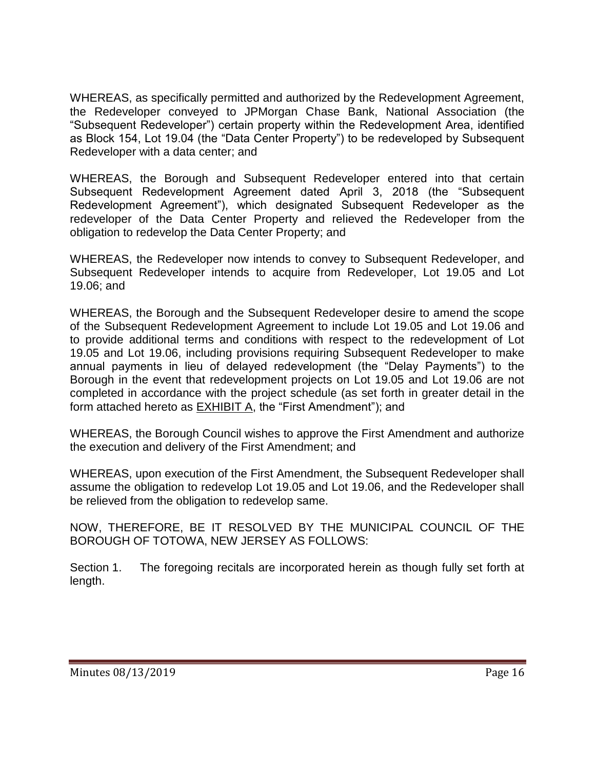WHEREAS, as specifically permitted and authorized by the Redevelopment Agreement, the Redeveloper conveyed to JPMorgan Chase Bank, National Association (the "Subsequent Redeveloper") certain property within the Redevelopment Area, identified as Block 154, Lot 19.04 (the "Data Center Property") to be redeveloped by Subsequent Redeveloper with a data center; and

WHEREAS, the Borough and Subsequent Redeveloper entered into that certain Subsequent Redevelopment Agreement dated April 3, 2018 (the "Subsequent Redevelopment Agreement"), which designated Subsequent Redeveloper as the redeveloper of the Data Center Property and relieved the Redeveloper from the obligation to redevelop the Data Center Property; and

WHEREAS, the Redeveloper now intends to convey to Subsequent Redeveloper, and Subsequent Redeveloper intends to acquire from Redeveloper, Lot 19.05 and Lot 19.06; and

WHEREAS, the Borough and the Subsequent Redeveloper desire to amend the scope of the Subsequent Redevelopment Agreement to include Lot 19.05 and Lot 19.06 and to provide additional terms and conditions with respect to the redevelopment of Lot 19.05 and Lot 19.06, including provisions requiring Subsequent Redeveloper to make annual payments in lieu of delayed redevelopment (the "Delay Payments") to the Borough in the event that redevelopment projects on Lot 19.05 and Lot 19.06 are not completed in accordance with the project schedule (as set forth in greater detail in the form attached hereto as EXHIBIT A, the "First Amendment"); and

WHEREAS, the Borough Council wishes to approve the First Amendment and authorize the execution and delivery of the First Amendment; and

WHEREAS, upon execution of the First Amendment, the Subsequent Redeveloper shall assume the obligation to redevelop Lot 19.05 and Lot 19.06, and the Redeveloper shall be relieved from the obligation to redevelop same.

NOW, THEREFORE, BE IT RESOLVED BY THE MUNICIPAL COUNCIL OF THE BOROUGH OF TOTOWA, NEW JERSEY AS FOLLOWS:

Section 1. The foregoing recitals are incorporated herein as though fully set forth at length.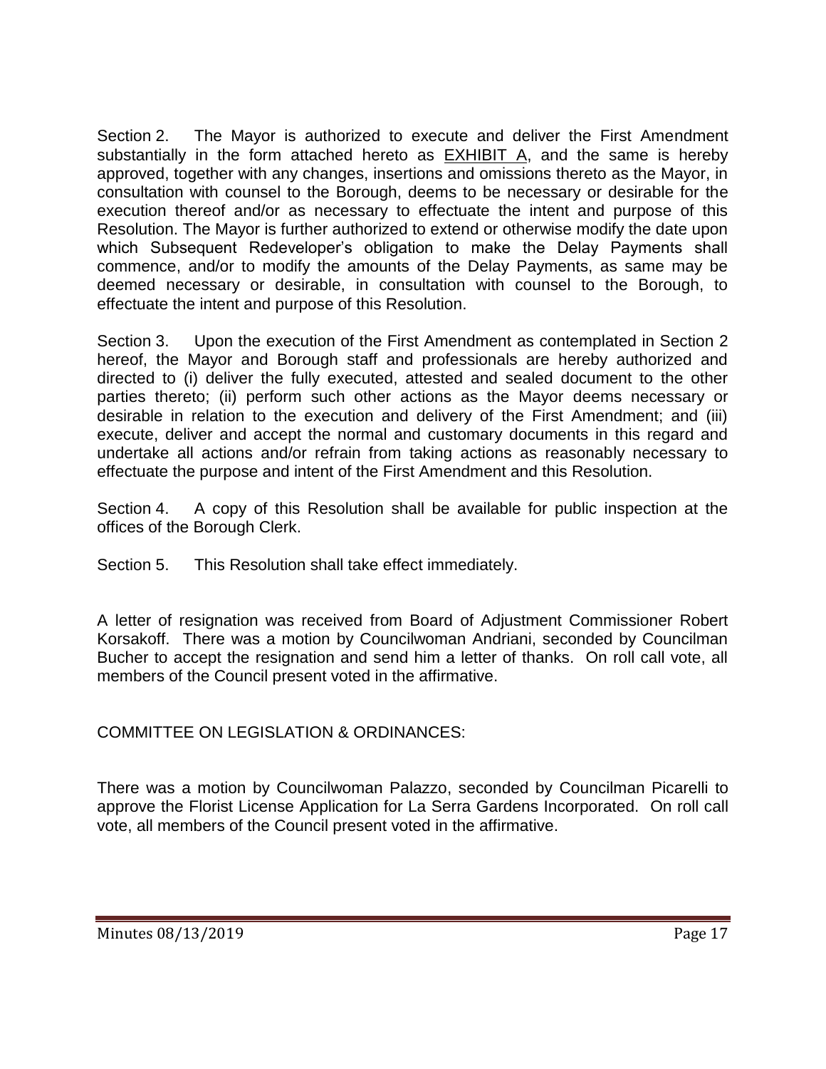Section 2. The Mayor is authorized to execute and deliver the First Amendment substantially in the form attached hereto as <u>EXHIBIT A</u>, and the same is hereby approved, together with any changes, insertions and omissions thereto as the Mayor, in consultation with counsel to the Borough, deems to be necessary or desirable for the execution thereof and/or as necessary to effectuate the intent and purpose of this Resolution. The Mayor is further authorized to extend or otherwise modify the date upon which Subsequent Redeveloper's obligation to make the Delay Payments shall commence, and/or to modify the amounts of the Delay Payments, as same may be deemed necessary or desirable, in consultation with counsel to the Borough, to effectuate the intent and purpose of this Resolution.

Section 3. Upon the execution of the First Amendment as contemplated in Section 2 hereof, the Mayor and Borough staff and professionals are hereby authorized and directed to (i) deliver the fully executed, attested and sealed document to the other parties thereto; (ii) perform such other actions as the Mayor deems necessary or desirable in relation to the execution and delivery of the First Amendment; and (iii) execute, deliver and accept the normal and customary documents in this regard and undertake all actions and/or refrain from taking actions as reasonably necessary to effectuate the purpose and intent of the First Amendment and this Resolution.

Section 4. A copy of this Resolution shall be available for public inspection at the offices of the Borough Clerk.

Section 5. This Resolution shall take effect immediately.

A letter of resignation was received from Board of Adjustment Commissioner Robert Korsakoff. There was a motion by Councilwoman Andriani, seconded by Councilman Bucher to accept the resignation and send him a letter of thanks. On roll call vote, all members of the Council present voted in the affirmative.

COMMITTEE ON LEGISLATION & ORDINANCES:

There was a motion by Councilwoman Palazzo, seconded by Councilman Picarelli to approve the Florist License Application for La Serra Gardens Incorporated. On roll call vote, all members of the Council present voted in the affirmative.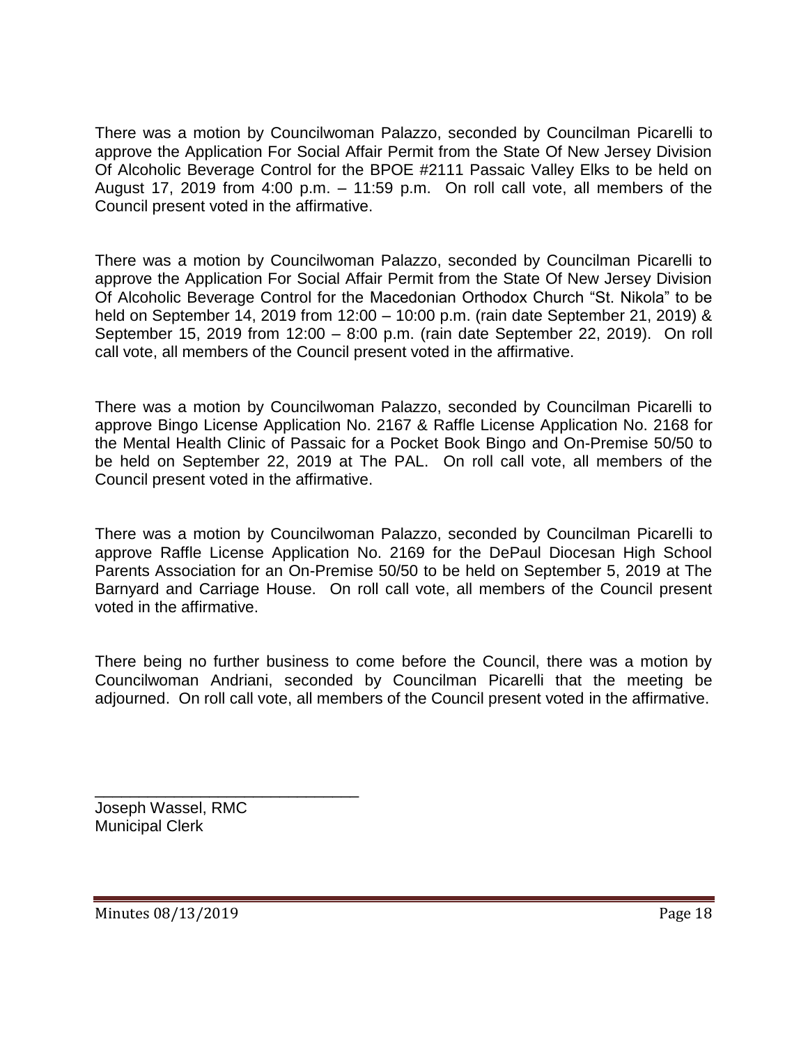There was a motion by Councilwoman Palazzo, seconded by Councilman Picarelli to approve the Application For Social Affair Permit from the State Of New Jersey Division Of Alcoholic Beverage Control for the BPOE #2111 Passaic Valley Elks to be held on August 17, 2019 from 4:00 p.m. – 11:59 p.m. On roll call vote, all members of the Council present voted in the affirmative.

There was a motion by Councilwoman Palazzo, seconded by Councilman Picarelli to approve the Application For Social Affair Permit from the State Of New Jersey Division Of Alcoholic Beverage Control for the Macedonian Orthodox Church "St. Nikola" to be held on September 14, 2019 from 12:00 – 10:00 p.m. (rain date September 21, 2019) & September 15, 2019 from 12:00 – 8:00 p.m. (rain date September 22, 2019). On roll call vote, all members of the Council present voted in the affirmative.

There was a motion by Councilwoman Palazzo, seconded by Councilman Picarelli to approve Bingo License Application No. 2167 & Raffle License Application No. 2168 for the Mental Health Clinic of Passaic for a Pocket Book Bingo and On-Premise 50/50 to be held on September 22, 2019 at The PAL. On roll call vote, all members of the Council present voted in the affirmative.

There was a motion by Councilwoman Palazzo, seconded by Councilman Picarelli to approve Raffle License Application No. 2169 for the DePaul Diocesan High School Parents Association for an On-Premise 50/50 to be held on September 5, 2019 at The Barnyard and Carriage House. On roll call vote, all members of the Council present voted in the affirmative.

There being no further business to come before the Council, there was a motion by Councilwoman Andriani, seconded by Councilman Picarelli that the meeting be adjourned. On roll call vote, all members of the Council present voted in the affirmative.

_______________________________
Joseph Wassel, RMC
Municipal Clerk